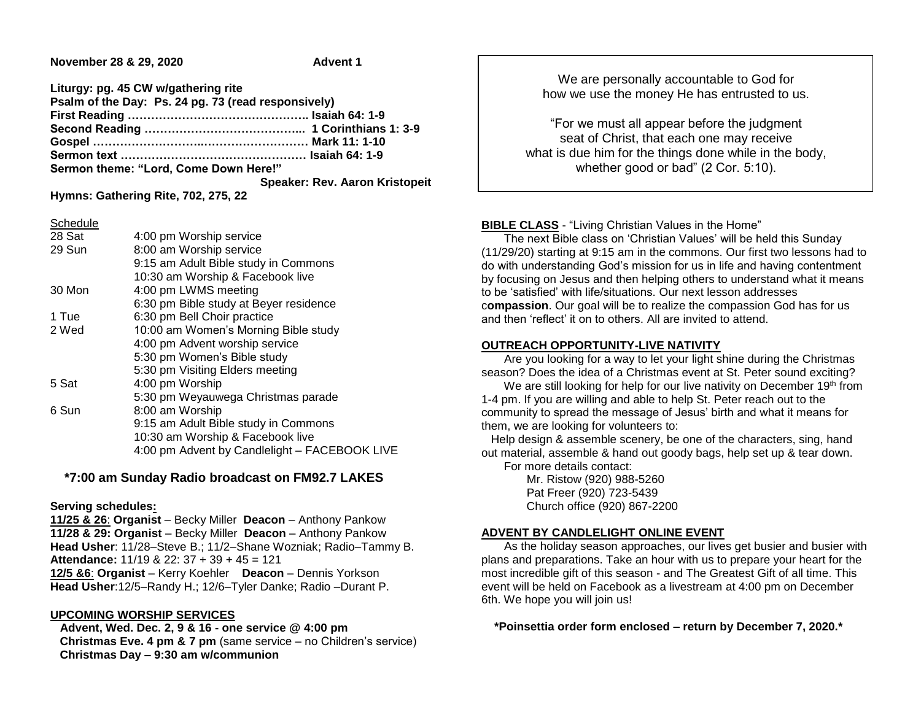**November 28 & 29, 2020** **Advent 1**

**Liturgy: pg. 45 CW w/gathering rite**
**Psalm of the Day: Ps. 24 pg. 73 (read responsively)**
**First Reading ……………………………………….. Isaiah 64: 1-9**
**Second Reading …………………………………... 1 Corinthians 1: 3-9**
**Gospel ……………………..……………………… Mark 11: 1-10**
**Sermon text ………………………………………… Isaiah 64: 1-9**
**Sermon theme: "Lord, Come Down Here!"**
**Speaker: Rev. Aaron Kristopeit**
**Hymns: Gathering Rite, 702, 275, 22**

Schedule

| | |
|---|---|
| 28 Sat | 4:00 pm Worship service |
| 29 Sun | 8:00 am Worship service |
| | 9:15 am Adult Bible study in Commons |
| | 10:30 am Worship & Facebook live |
| 30 Mon | 4:00 pm LWMS meeting |
| | 6:30 pm Bible study at Beyer residence |
| 1 Tue | 6:30 pm Bell Choir practice |
| 2 Wed | 10:00 am Women's Morning Bible study |
| | 4:00 pm Advent worship service |
| | 5:30 pm Women's Bible study |
| | 5:30 pm Visiting Elders meeting |
| 5 Sat | 4:00 pm Worship |
| | 5:30 pm Weyauwega Christmas parade |
| 6 Sun | 8:00 am Worship |
| | 9:15 am Adult Bible study in Commons |
| | 10:30 am Worship & Facebook live |
| | 4:00 pm Advent by Candlelight – FACEBOOK LIVE |

**\*7:00 am Sunday Radio broadcast on FM92.7 LAKES**

**Serving schedules:**
**11/25 & 26**: **Organist** – Becky Miller **Deacon** – Anthony Pankow
**11/28 & 29: Organist** – Becky Miller **Deacon** – Anthony Pankow
**Head Usher**: 11/28–Steve B.; 11/2–Shane Wozniak; Radio–Tammy B.
**Attendance:** 11/19 & 22: 37 + 39 + 45 = 121
**12/5 &6**: **Organist** – Kerry Koehler **Deacon** – Dennis Yorkson
**Head Usher**:12/5–Randy H.; 12/6–Tyler Danke; Radio –Durant P.

**UPCOMING WORSHIP SERVICES**
**Advent, Wed. Dec. 2, 9 & 16 - one service @ 4:00 pm**
**Christmas Eve. 4 pm & 7 pm** (same service – no Children's service)
**Christmas Day – 9:30 am w/communion**

---

We are personally accountable to God for how we use the money He has entrusted to us.

"For we must all appear before the judgment seat of Christ, that each one may receive what is due him for the things done while in the body, whether good or bad" (2 Cor. 5:10).

---

**BIBLE CLASS** - "Living Christian Values in the Home"

The next Bible class on 'Christian Values' will be held this Sunday (11/29/20) starting at 9:15 am in the commons. Our first two lessons had to do with understanding God's mission for us in life and having contentment by focusing on Jesus and then helping others to understand what it means to be 'satisfied' with life/situations. Our next lesson addresses c**ompassion**. Our goal will be to realize the compassion God has for us and then 'reflect' it on to others. All are invited to attend.

**OUTREACH OPPORTUNITY-LIVE NATIVITY**

Are you looking for a way to let your light shine during the Christmas season? Does the idea of a Christmas event at St. Peter sound exciting?

We are still looking for help for our live nativity on December 19th from 1-4 pm. If you are willing and able to help St. Peter reach out to the community to spread the message of Jesus' birth and what it means for them, we are looking for volunteers to:

Help design & assemble scenery, be one of the characters, sing, hand out material, assemble & hand out goody bags, help set up & tear down.

For more details contact:
Mr. Ristow (920) 988-5260
Pat Freer (920) 723-5439
Church office (920) 867-2200

**ADVENT BY CANDLELIGHT ONLINE EVENT**

As the holiday season approaches, our lives get busier and busier with plans and preparations. Take an hour with us to prepare your heart for the most incredible gift of this season - and The Greatest Gift of all time. This event will be held on Facebook as a livestream at 4:00 pm on December 6th. We hope you will join us!

**\*Poinsettia order form enclosed – return by December 7, 2020.\***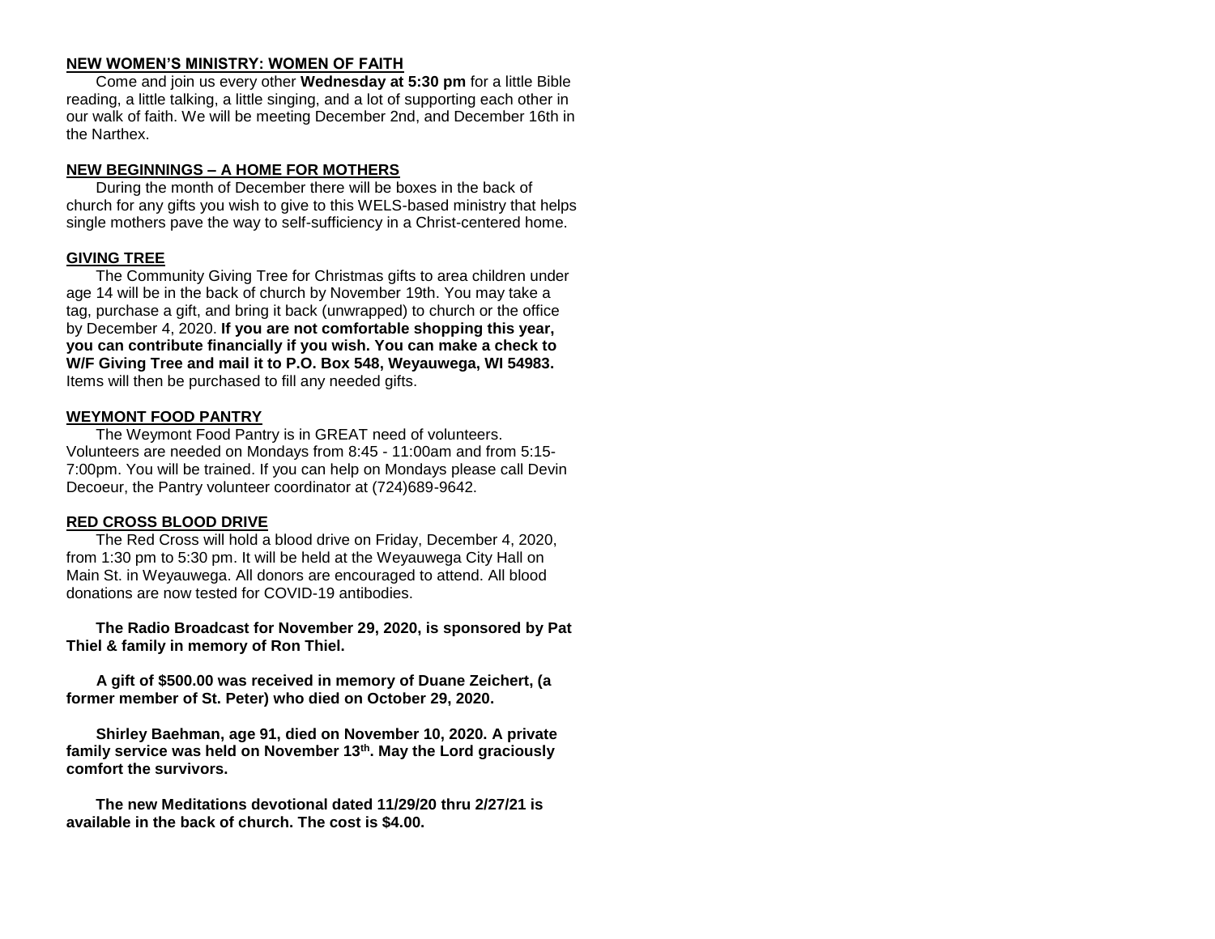**NEW WOMEN'S MINISTRY: WOMEN OF FAITH**

Come and join us every other **Wednesday at 5:30 pm** for a little Bible reading, a little talking, a little singing, and a lot of supporting each other in our walk of faith. We will be meeting December 2nd, and December 16th in the Narthex.

**NEW BEGINNINGS – A HOME FOR MOTHERS**

During the month of December there will be boxes in the back of church for any gifts you wish to give to this WELS-based ministry that helps single mothers pave the way to self-sufficiency in a Christ-centered home.

**GIVING TREE**

The Community Giving Tree for Christmas gifts to area children under age 14 will be in the back of church by November 19th. You may take a tag, purchase a gift, and bring it back (unwrapped) to church or the office by December 4, 2020. **If you are not comfortable shopping this year, you can contribute financially if you wish. You can make a check to W/F Giving Tree and mail it to P.O. Box 548, Weyauwega, WI 54983.** Items will then be purchased to fill any needed gifts.

**WEYMONT FOOD PANTRY**

The Weymont Food Pantry is in GREAT need of volunteers. Volunteers are needed on Mondays from 8:45 - 11:00am and from 5:15-7:00pm. You will be trained. If you can help on Mondays please call Devin Decoeur, the Pantry volunteer coordinator at (724)689-9642.

**RED CROSS BLOOD DRIVE**

The Red Cross will hold a blood drive on Friday, December 4, 2020, from 1:30 pm to 5:30 pm. It will be held at the Weyauwega City Hall on Main St. in Weyauwega. All donors are encouraged to attend. All blood donations are now tested for COVID-19 antibodies.

**The Radio Broadcast for November 29, 2020, is sponsored by Pat Thiel & family in memory of Ron Thiel.**

**A gift of $500.00 was received in memory of Duane Zeichert, (a former member of St. Peter) who died on October 29, 2020.**

**Shirley Baehman, age 91, died on November 10, 2020. A private family service was held on November 13th. May the Lord graciously comfort the survivors.**

**The new Meditations devotional dated 11/29/20 thru 2/27/21 is available in the back of church. The cost is $4.00.**